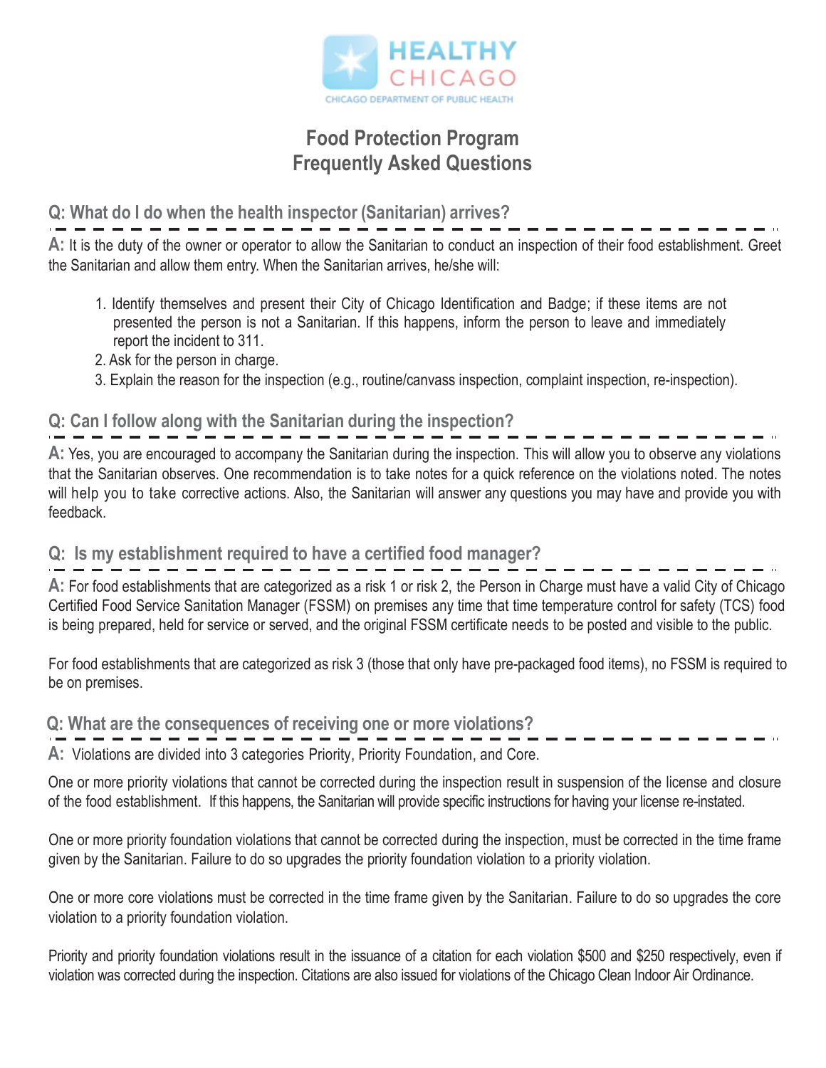HEALTHY CHICAGO

CHICAGO DEPARTMENT OF PUBLIC HEALTH

# Food Protection Program
# Frequently Asked Questions

## Q: What do I do when the health inspector (Sanitarian) arrives?

**A:** It is the duty of the owner or operator to allow the Sanitarian to conduct an inspection of their food establishment. Greet the Sanitarian and allow them entry. When the Sanitarian arrives, he/she will:

1. Identify themselves and present their City of Chicago Identification and Badge; if these items are not presented the person is not a Sanitarian. If this happens, inform the person to leave and immediately report the incident to 311.
2. Ask for the person in charge.
3. Explain the reason for the inspection (e.g., routine/canvass inspection, complaint inspection, re-inspection).

## Q: Can I follow along with the Sanitarian during the inspection?

**A:** Yes, you are encouraged to accompany the Sanitarian during the inspection. This will allow you to observe any violations that the Sanitarian observes. One recommendation is to take notes for a quick reference on the violations noted. The notes will help you to take corrective actions. Also, the Sanitarian will answer any questions you may have and provide you with feedback.

## Q: Is my establishment required to have a certified food manager?

**A:** For food establishments that are categorized as a risk 1 or risk 2, the Person in Charge must have a valid City of Chicago Certified Food Service Sanitation Manager (FSSM) on premises any time that time temperature control for safety (TCS) food is being prepared, held for service or served, and the original FSSM certificate needs to be posted and visible to the public.

For food establishments that are categorized as risk 3 (those that only have pre-packaged food items), no FSSM is required to be on premises.

## Q: What are the consequences of receiving one or more violations?

**A:** Violations are divided into 3 categories Priority, Priority Foundation, and Core.

One or more priority violations that cannot be corrected during the inspection result in suspension of the license and closure of the food establishment. If this happens, the Sanitarian will provide specific instructions for having your license re-instated.

One or more priority foundation violations that cannot be corrected during the inspection, must be corrected in the time frame given by the Sanitarian. Failure to do so upgrades the priority foundation violation to a priority violation.

One or more core violations must be corrected in the time frame given by the Sanitarian. Failure to do so upgrades the core violation to a priority foundation violation.

Priority and priority foundation violations result in the issuance of a citation for each violation $500 and $250 respectively, even if violation was corrected during the inspection. Citations are also issued for violations of the Chicago Clean Indoor Air Ordinance.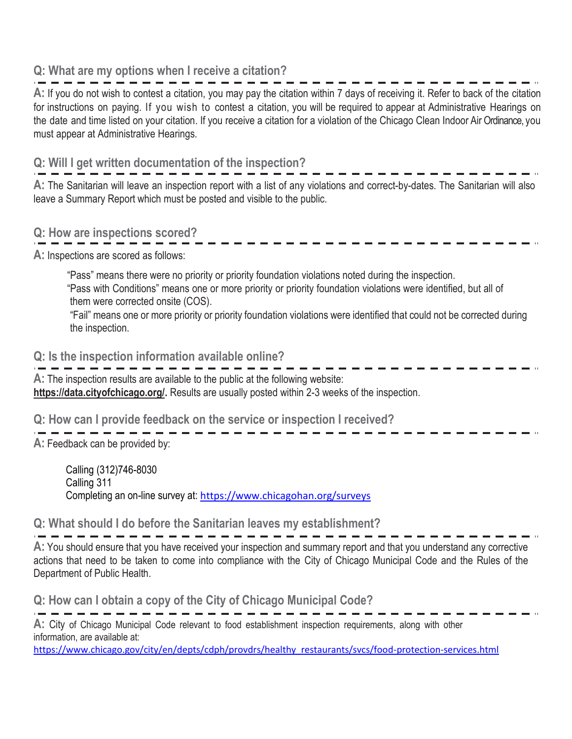### Q: What are my options when I receive a citation?

**A:** If you do not wish to contest a citation, you may pay the citation within 7 days of receiving it. Refer to back of the citation for instructions on paying. If you wish to contest a citation, you will be required to appear at Administrative Hearings on the date and time listed on your citation. If you receive a citation for a violation of the Chicago Clean Indoor Air Ordinance, you must appear at Administrative Hearings.

### Q: Will I get written documentation of the inspection?

**A:** The Sanitarian will leave an inspection report with a list of any violations and correct-by-dates. The Sanitarian will also leave a Summary Report which must be posted and visible to the public.

### Q: How are inspections scored?

**A:** Inspections are scored as follows:

"Pass" means there were no priority or priority foundation violations noted during the inspection.

"Pass with Conditions" means one or more priority or priority foundation violations were identified, but all of them were corrected onsite (COS).

"Fail" means one or more priority or priority foundation violations were identified that could not be corrected during the inspection.

### Q: Is the inspection information available online?

**A:** The inspection results are available to the public at the following website: **https://data.cityofchicago.org/.** Results are usually posted within 2-3 weeks of the inspection.

### Q: How can I provide feedback on the service or inspection I received?

**A:** Feedback can be provided by:

Calling (312)746-8030
Calling 311
Completing an on-line survey at: https://www.chicagohan.org/surveys

### Q: What should I do before the Sanitarian leaves my establishment?

**A:** You should ensure that you have received your inspection and summary report and that you understand any corrective actions that need to be taken to come into compliance with the City of Chicago Municipal Code and the Rules of the Department of Public Health.

### Q: How can I obtain a copy of the City of Chicago Municipal Code?

**A:** City of Chicago Municipal Code relevant to food establishment inspection requirements, along with other information, are available at:
https://www.chicago.gov/city/en/depts/cdph/provdrs/healthy_restaurants/svcs/food-protection-services.html